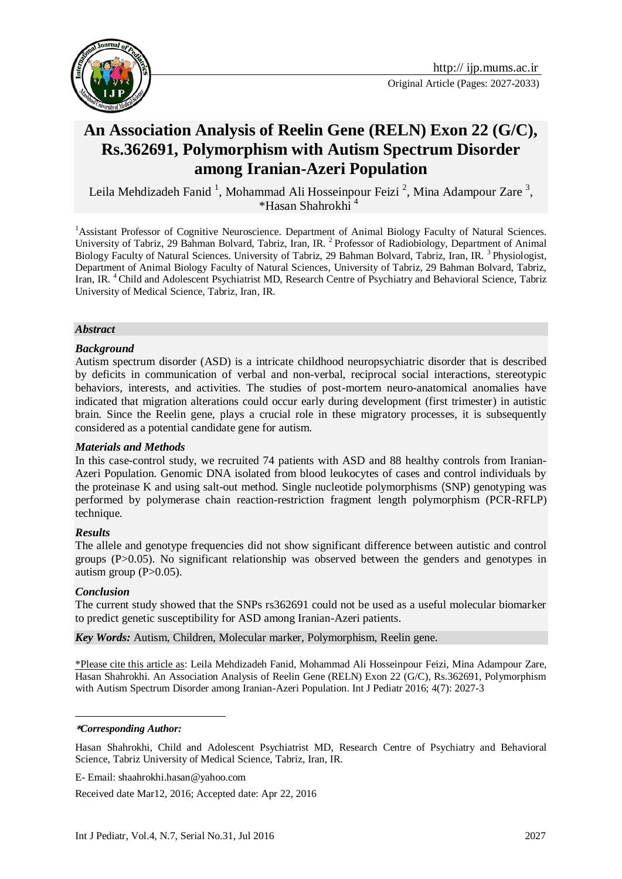http:// ijp.mums.ac.ir

Original Article (Pages: 2027-2033)

# An Association Analysis of Reelin Gene (RELN) Exon 22 (G/C), Rs.362691, Polymorphism with Autism Spectrum Disorder among Iranian-Azeri Population

Leila Mehdizadeh Fanid [1], Mohammad Ali Hosseinpour Feizi [2], Mina Adampour Zare [3], *Hasan Shahrokhi [4]

[1]Assistant Professor of Cognitive Neuroscience. Department of Animal Biology Faculty of Natural Sciences. University of Tabriz, 29 Bahman Bolvard, Tabriz, Iran, IR. [2] Professor of Radiobiology, Department of Animal Biology Faculty of Natural Sciences. University of Tabriz, 29 Bahman Bolvard, Tabriz, Iran, IR. [3] Physiologist, Department of Animal Biology Faculty of Natural Sciences, University of Tabriz, 29 Bahman Bolvard, Tabriz, Iran, IR. [4] Child and Adolescent Psychiatrist MD, Research Centre of Psychiatry and Behavioral Science, Tabriz University of Medical Science, Tabriz, Iran, IR.

***Abstract***

***Background***

Autism spectrum disorder (ASD) is a intricate childhood neuropsychiatric disorder that is described by deficits in communication of verbal and non-verbal, reciprocal social interactions, stereotypic behaviors, interests, and activities. The studies of post-mortem neuro-anatomical anomalies have indicated that migration alterations could occur early during development (first trimester) in autistic brain. Since the Reelin gene, plays a crucial role in these migratory processes, it is subsequently considered as a potential candidate gene for autism.

***Materials and Methods***

In this case-control study, we recruited 74 patients with ASD and 88 healthy controls from Iranian-Azeri Population. Genomic DNA isolated from blood leukocytes of cases and control individuals by the proteinase K and using salt-out method. Single nucleotide polymorphisms (SNP) genotyping was performed by polymerase chain reaction-restriction fragment length polymorphism (PCR-RFLP) technique.

***Results***

The allele and genotype frequencies did not show significant difference between autistic and control groups (P>0.05). No significant relationship was observed between the genders and genotypes in autism group (P>0.05).

***Conclusion***

The current study showed that the SNPs rs362691 could not be used as a useful molecular biomarker to predict genetic susceptibility for ASD among Iranian-Azeri patients.

***Key Words:*** Autism, Children, Molecular marker, Polymorphism, Reelin gene.

\*Please cite this article as: Leila Mehdizadeh Fanid, Mohammad Ali Hosseinpour Feizi, Mina Adampour Zare, Hasan Shahrokhi. An Association Analysis of Reelin Gene (RELN) Exon 22 (G/C), Rs.362691, Polymorphism with Autism Spectrum Disorder among Iranian-Azeri Population. Int J Pediatr 2016; 4(7): 2027-3

***\*Corresponding Author:***

Hasan Shahrokhi, Child and Adolescent Psychiatrist MD, Research Centre of Psychiatry and Behavioral Science, Tabriz University of Medical Science, Tabriz, Iran, IR.

E- Email: shaahrokhi.hasan@yahoo.com

Received date Mar12, 2016; Accepted date: Apr 22, 2016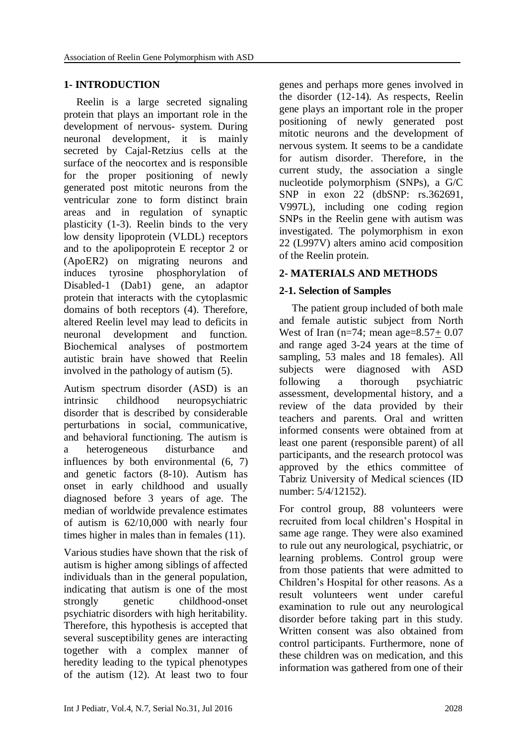## 1- INTRODUCTION

Reelin is a large secreted signaling protein that plays an important role in the development of nervous- system. During neuronal development, it is mainly secreted by Cajal-Retzius cells at the surface of the neocortex and is responsible for the proper positioning of newly generated post mitotic neurons from the ventricular zone to form distinct brain areas and in regulation of synaptic plasticity (1-3). Reelin binds to the very low density lipoprotein (VLDL) receptors and to the apolipoprotein E receptor 2 or (ApoER2) on migrating neurons and induces tyrosine phosphorylation of Disabled-1 (Dab1) gene, an adaptor protein that interacts with the cytoplasmic domains of both receptors (4). Therefore, altered Reelin level may lead to deficits in neuronal development and function. Biochemical analyses of postmortem autistic brain have showed that Reelin involved in the pathology of autism (5).

Autism spectrum disorder (ASD) is an intrinsic childhood neuropsychiatric disorder that is described by considerable perturbations in social, communicative, and behavioral functioning. The autism is a heterogeneous disturbance and influences by both environmental (6, 7) and genetic factors (8-10). Autism has onset in early childhood and usually diagnosed before 3 years of age. The median of worldwide prevalence estimates of autism is 62/10,000 with nearly four times higher in males than in females (11).

Various studies have shown that the risk of autism is higher among siblings of affected individuals than in the general population, indicating that autism is one of the most strongly genetic childhood-onset psychiatric disorders with high heritability. Therefore, this hypothesis is accepted that several susceptibility genes are interacting together with a complex manner of heredity leading to the typical phenotypes of the autism (12). At least two to four genes and perhaps more genes involved in the disorder (12-14). As respects, Reelin gene plays an important role in the proper positioning of newly generated post mitotic neurons and the development of nervous system. It seems to be a candidate for autism disorder. Therefore, in the current study, the association a single nucleotide polymorphism (SNPs), a G/C SNP in exon 22 (dbSNP: rs.362691, V997L), including one coding region SNPs in the Reelin gene with autism was investigated. The polymorphism in exon 22 (L997V) alters amino acid composition of the Reelin protein.

## 2- MATERIALS AND METHODS

### 2-1. Selection of Samples

The patient group included of both male and female autistic subject from North West of Iran (n=74; mean age=8.57$\pm$ 0.07 and range aged 3-24 years at the time of sampling, 53 males and 18 females). All subjects were diagnosed with ASD following a thorough psychiatric assessment, developmental history, and a review of the data provided by their teachers and parents. Oral and written informed consents were obtained from at least one parent (responsible parent) of all participants, and the research protocol was approved by the ethics committee of Tabriz University of Medical sciences (ID number: 5/4/12152).

For control group, 88 volunteers were recruited from local children's Hospital in same age range. They were also examined to rule out any neurological, psychiatric, or learning problems. Control group were from those patients that were admitted to Children's Hospital for other reasons. As a result volunteers went under careful examination to rule out any neurological disorder before taking part in this study. Written consent was also obtained from control participants. Furthermore, none of these children was on medication, and this information was gathered from one of their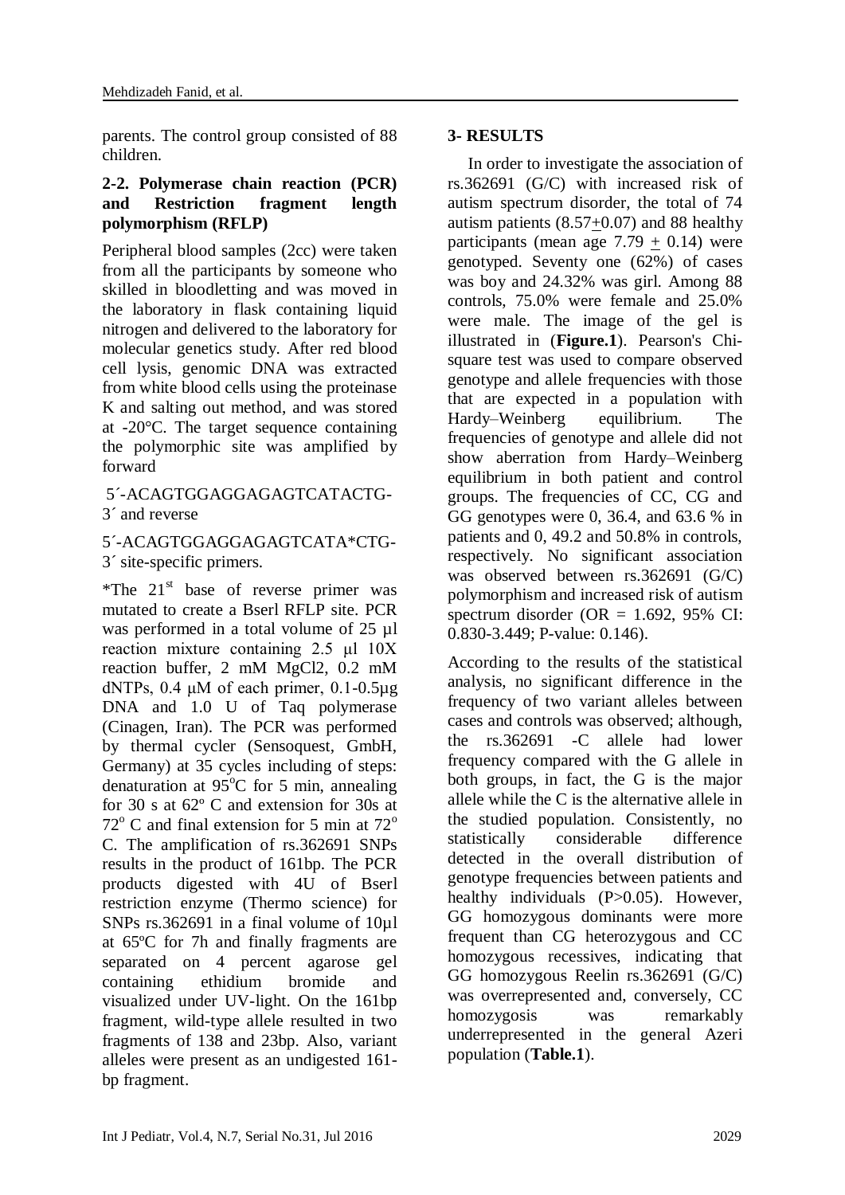parents. The control group consisted of 88 children.

### 2-2. Polymerase chain reaction (PCR) and Restriction fragment length polymorphism (RFLP)

Peripheral blood samples (2cc) were taken from all the participants by someone who skilled in bloodletting and was moved in the laboratory in flask containing liquid nitrogen and delivered to the laboratory for molecular genetics study. After red blood cell lysis, genomic DNA was extracted from white blood cells using the proteinase K and salting out method, and was stored at -20°C. The target sequence containing the polymorphic site was amplified by forward

5´-ACAGTGGAGGAGAGTCATACTG-3´ and reverse

5´-ACAGTGGAGGAGAGTCATA*CTG-3´ site-specific primers.

*The 21[st] base of reverse primer was mutated to create a BserI RFLP site. PCR was performed in a total volume of 25 µl reaction mixture containing 2.5 µl 10X reaction buffer, 2 mM MgCl2, 0.2 mM dNTPs, 0.4 µM of each primer, 0.1-0.5µg DNA and 1.0 U of Taq polymerase (Cinagen, Iran). The PCR was performed by thermal cycler (Sensoquest, GmbH, Germany) at 35 cycles including of steps: denaturation at 95°C for 5 min, annealing for 30 s at 62° C and extension for 30s at 72° C and final extension for 5 min at 72° C. The amplification of rs.362691 SNPs results in the product of 161bp. The PCR products digested with 4U of BserI restriction enzyme (Thermo science) for SNPs rs.362691 in a final volume of 10µl at 65ºC for 7h and finally fragments are separated on 4 percent agarose gel containing ethidium bromide and visualized under UV-light. On the 161bp fragment, wild-type allele resulted in two fragments of 138 and 23bp. Also, variant alleles were present as an undigested 161-bp fragment.

## 3- RESULTS

In order to investigate the association of rs.362691 (G/C) with increased risk of autism spectrum disorder, the total of 74 autism patients (8.57±0.07) and 88 healthy participants (mean age 7.79 ± 0.14) were genotyped. Seventy one (62%) of cases was boy and 24.32% was girl. Among 88 controls, 75.0% were female and 25.0% were male. The image of the gel is illustrated in (**Figure.1**). Pearson's Chi-square test was used to compare observed genotype and allele frequencies with those that are expected in a population with Hardy–Weinberg equilibrium. The frequencies of genotype and allele did not show aberration from Hardy–Weinberg equilibrium in both patient and control groups. The frequencies of CC, CG and GG genotypes were 0, 36.4, and 63.6 % in patients and 0, 49.2 and 50.8% in controls, respectively. No significant association was observed between rs.362691 (G/C) polymorphism and increased risk of autism spectrum disorder (OR = 1.692, 95% CI: 0.830-3.449; P-value: 0.146).

According to the results of the statistical analysis, no significant difference in the frequency of two variant alleles between cases and controls was observed; although, the rs.362691 -C allele had lower frequency compared with the G allele in both groups, in fact, the G is the major allele while the C is the alternative allele in the studied population. Consistently, no statistically considerable difference detected in the overall distribution of genotype frequencies between patients and healthy individuals ($P>0.05$). However, GG homozygous dominants were more frequent than CG heterozygous and CC homozygous recessives, indicating that GG homozygous Reelin rs.362691 (G/C) was overrepresented and, conversely, CC homozygosis was remarkably underrepresented in the general Azeri population (**Table.1**).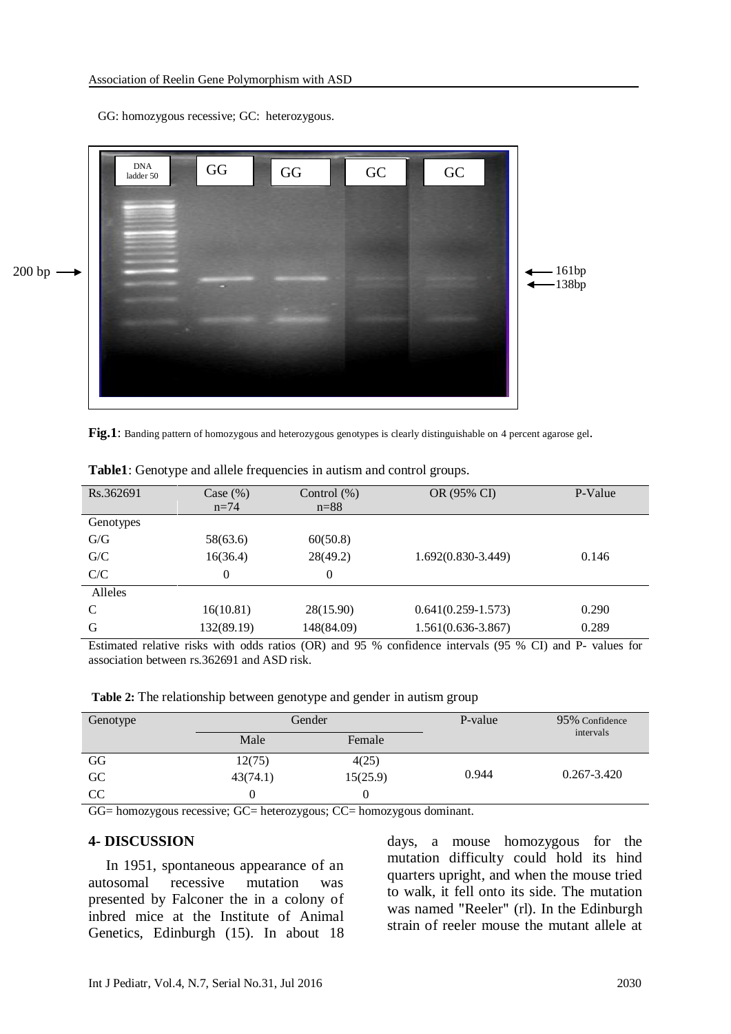GG: homozygous recessive; GC: heterozygous.

DNA ladder 50

GG

GG

GC

GC

200 bp

161bp

138bp

**Fig.1**: Banding pattern of homozygous and heterozygous genotypes is clearly distinguishable on 4 percent agarose gel.

**Table1**: Genotype and allele frequencies in autism and control groups.

| Rs.362691 | Case (%) n=74 | Control (%) n=88 | OR (95% CI) | P-Value |
|---|---|---|---|---|
| Genotypes | | | | |
| G/G | 58(63.6) | 60(50.8) | | |
| G/C | 16(36.4) | 28(49.2) | 1.692(0.830-3.449) | 0.146 |
| C/C | 0 | 0 | | |
| Alleles | | | | |
| C | 16(10.81) | 28(15.90) | 0.641(0.259-1.573) | 0.290 |
| G | 132(89.19) | 148(84.09) | 1.561(0.636-3.867) | 0.289 |

Estimated relative risks with odds ratios (OR) and 95 % confidence intervals (95 % CI) and P- values for association between rs.362691 and ASD risk.

**Table 2:** The relationship between genotype and gender in autism group

| Genotype | Gender | | P-value | 95% Confidence intervals |
|---|---|---|---|---|
| | Male | Female | | |
| GG | 12(75) | 4(25) | | |
| GC | 43(74.1) | 15(25.9) | 0.944 | 0.267-3.420 |
| CC | 0 | 0 | | |

GG= homozygous recessive; GC= heterozygous; CC= homozygous dominant.

## 4- DISCUSSION

In 1951, spontaneous appearance of an autosomal recessive mutation was presented by Falconer the in a colony of inbred mice at the Institute of Animal Genetics, Edinburgh (15). In about 18 days, a mouse homozygous for the mutation difficulty could hold its hind quarters upright, and when the mouse tried to walk, it fell onto its side. The mutation was named "Reeler" (rl). In the Edinburgh strain of reeler mouse the mutant allele at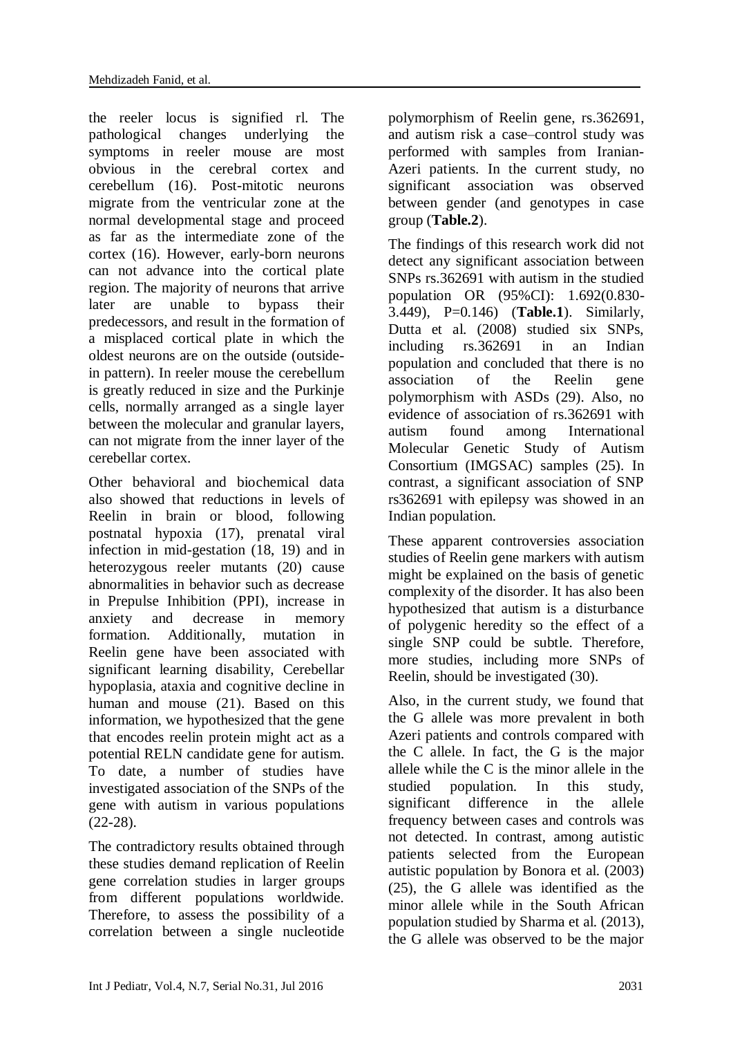the reeler locus is signified rl. The pathological changes underlying the symptoms in reeler mouse are most obvious in the cerebral cortex and cerebellum (16). Post-mitotic neurons migrate from the ventricular zone at the normal developmental stage and proceed as far as the intermediate zone of the cortex (16). However, early-born neurons can not advance into the cortical plate region. The majority of neurons that arrive later are unable to bypass their predecessors, and result in the formation of a misplaced cortical plate in which the oldest neurons are on the outside (outside-in pattern). In reeler mouse the cerebellum is greatly reduced in size and the Purkinje cells, normally arranged as a single layer between the molecular and granular layers, can not migrate from the inner layer of the cerebellar cortex.

Other behavioral and biochemical data also showed that reductions in levels of Reelin in brain or blood, following postnatal hypoxia (17), prenatal viral infection in mid-gestation (18, 19) and in heterozygous reeler mutants (20) cause abnormalities in behavior such as decrease in Prepulse Inhibition (PPI), increase in anxiety and decrease in memory formation. Additionally, mutation in Reelin gene have been associated with significant learning disability, Cerebellar hypoplasia, ataxia and cognitive decline in human and mouse (21). Based on this information, we hypothesized that the gene that encodes reelin protein might act as a potential RELN candidate gene for autism. To date, a number of studies have investigated association of the SNPs of the gene with autism in various populations (22-28).

The contradictory results obtained through these studies demand replication of Reelin gene correlation studies in larger groups from different populations worldwide. Therefore, to assess the possibility of a correlation between a single nucleotide polymorphism of Reelin gene, rs.362691, and autism risk a case–control study was performed with samples from Iranian-Azeri patients. In the current study, no significant association was observed between gender (and genotypes in case group (**Table.2**).

The findings of this research work did not detect any significant association between SNPs rs.362691 with autism in the studied population OR (95%CI): 1.692(0.830-3.449), P=0.146) (**Table.1**). Similarly, Dutta et al. (2008) studied six SNPs, including rs.362691 in an Indian population and concluded that there is no association of the Reelin gene polymorphism with ASDs (29). Also, no evidence of association of rs.362691 with autism found among International Molecular Genetic Study of Autism Consortium (IMGSAC) samples (25). In contrast, a significant association of SNP rs362691 with epilepsy was showed in an Indian population.

These apparent controversies association studies of Reelin gene markers with autism might be explained on the basis of genetic complexity of the disorder. It has also been hypothesized that autism is a disturbance of polygenic heredity so the effect of a single SNP could be subtle. Therefore, more studies, including more SNPs of Reelin, should be investigated (30).

Also, in the current study, we found that the G allele was more prevalent in both Azeri patients and controls compared with the C allele. In fact, the G is the major allele while the C is the minor allele in the studied population. In this study, significant difference in the allele frequency between cases and controls was not detected. In contrast, among autistic patients selected from the European autistic population by Bonora et al. (2003) (25), the G allele was identified as the minor allele while in the South African population studied by Sharma et al. (2013), the G allele was observed to be the major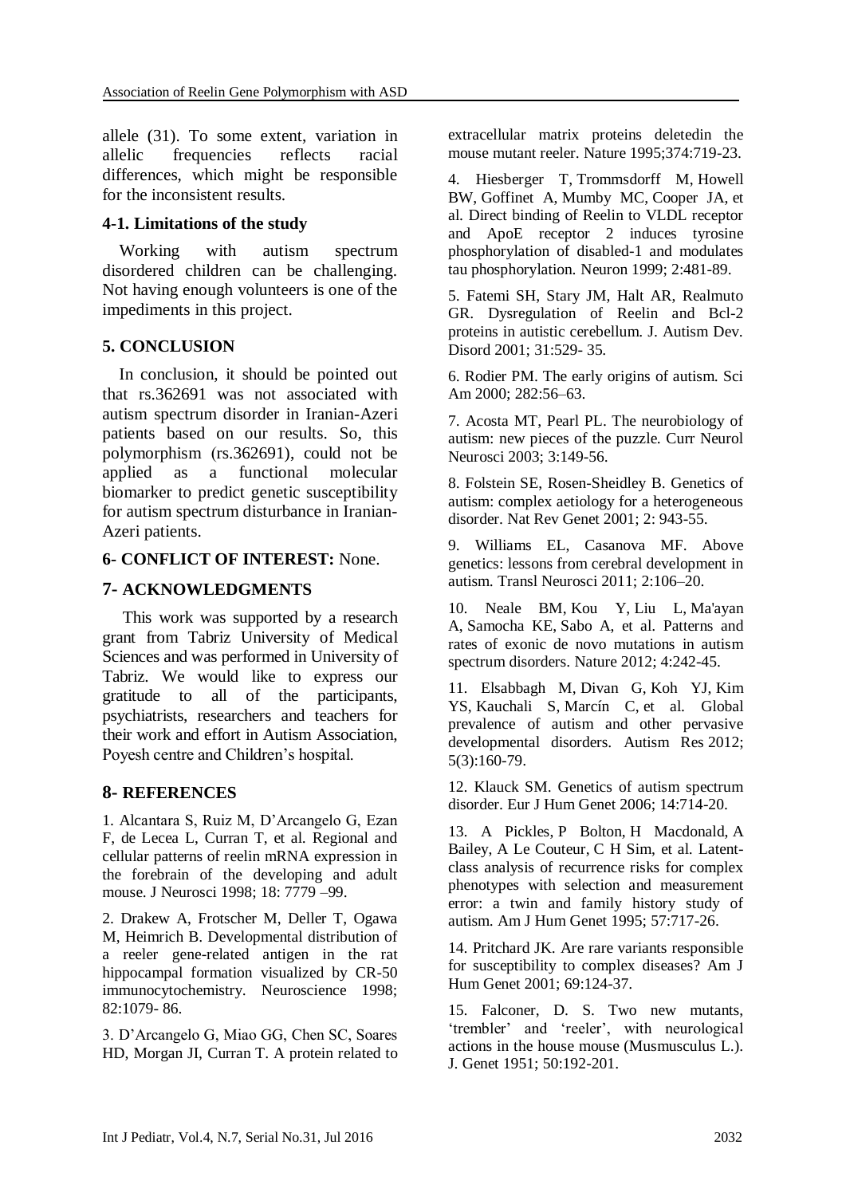allele (31). To some extent, variation in allelic frequencies reflects racial differences, which might be responsible for the inconsistent results.

### 4-1. Limitations of the study

Working with autism spectrum disordered children can be challenging. Not having enough volunteers is one of the impediments in this project.

## 5. CONCLUSION

In conclusion, it should be pointed out that rs.362691 was not associated with autism spectrum disorder in Iranian-Azeri patients based on our results. So, this polymorphism (rs.362691), could not be applied as a functional molecular biomarker to predict genetic susceptibility for autism spectrum disturbance in Iranian-Azeri patients.

## 6- CONFLICT OF INTEREST: None.

## 7- ACKNOWLEDGMENTS

This work was supported by a research grant from Tabriz University of Medical Sciences and was performed in University of Tabriz. We would like to express our gratitude to all of the participants, psychiatrists, researchers and teachers for their work and effort in Autism Association, Poyesh centre and Children's hospital.

## 8- REFERENCES

1. Alcantara S, Ruiz M, D'Arcangelo G, Ezan F, de Lecea L, Curran T, et al. Regional and cellular patterns of reelin mRNA expression in the forebrain of the developing and adult mouse. J Neurosci 1998; 18: 7779 –99.

2. Drakew A, Frotscher M, Deller T, Ogawa M, Heimrich B. Developmental distribution of a reeler gene-related antigen in the rat hippocampal formation visualized by CR-50 immunocytochemistry. Neuroscience 1998; 82:1079- 86.

3. D'Arcangelo G, Miao GG, Chen SC, Soares HD, Morgan JI, Curran T. A protein related to extracellular matrix proteins deletedin the mouse mutant reeler. Nature 1995;374:719-23.

4. Hiesberger T, Trommsdorff M, Howell BW, Goffinet A, Mumby MC, Cooper JA, et al. Direct binding of Reelin to VLDL receptor and ApoE receptor 2 induces tyrosine phosphorylation of disabled-1 and modulates tau phosphorylation. Neuron 1999; 2:481-89.

5. Fatemi SH, Stary JM, Halt AR, Realmuto GR. Dysregulation of Reelin and Bcl-2 proteins in autistic cerebellum. J. Autism Dev. Disord 2001; 31:529- 35.

6. Rodier PM. The early origins of autism. Sci Am 2000; 282:56–63.

7. Acosta MT, Pearl PL. The neurobiology of autism: new pieces of the puzzle. Curr Neurol Neurosci 2003; 3:149-56.

8. Folstein SE, Rosen-Sheidley B. Genetics of autism: complex aetiology for a heterogeneous disorder. Nat Rev Genet 2001; 2: 943-55.

9. Williams EL, Casanova MF. Above genetics: lessons from cerebral development in autism. Transl Neurosci 2011; 2:106–20.

10. Neale BM, Kou Y, Liu L, Ma'ayan A, Samocha KE, Sabo A, et al. Patterns and rates of exonic de novo mutations in autism spectrum disorders. Nature 2012; 4:242-45.

11. Elsabbagh M, Divan G, Koh YJ, Kim YS, Kauchali S, Marcín C, et al. Global prevalence of autism and other pervasive developmental disorders. Autism Res 2012; 5(3):160-79.

12. Klauck SM. Genetics of autism spectrum disorder. Eur J Hum Genet 2006; 14:714-20.

13. A Pickles, P Bolton, H Macdonald, A Bailey, A Le Couteur, C H Sim, et al. Latent-class analysis of recurrence risks for complex phenotypes with selection and measurement error: a twin and family history study of autism. Am J Hum Genet 1995; 57:717-26.

14. Pritchard JK. Are rare variants responsible for susceptibility to complex diseases? Am J Hum Genet 2001; 69:124-37.

15. Falconer, D. S. Two new mutants, 'trembler' and 'reeler', with neurological actions in the house mouse (Musmusculus L.). J. Genet 1951; 50:192-201.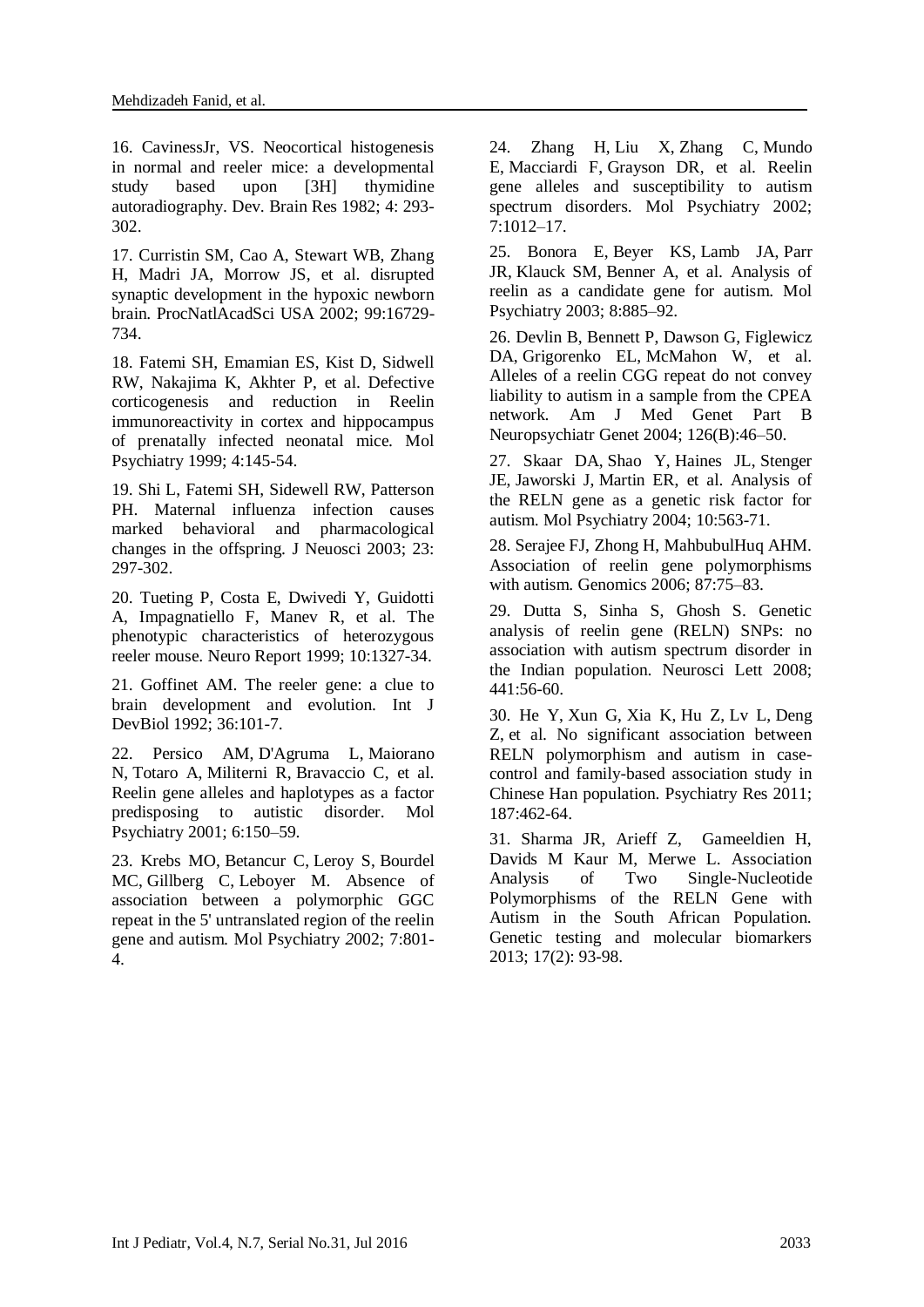16. CavinessJr, VS. Neocortical histogenesis in normal and reeler mice: a developmental study based upon [3H] thymidine autoradiography. Dev. Brain Res 1982; 4: 293-302.

17. Curristin SM, Cao A, Stewart WB, Zhang H, Madri JA, Morrow JS, et al. disrupted synaptic development in the hypoxic newborn brain. ProcNatlAcadSci USA 2002; 99:16729-734.

18. Fatemi SH, Emamian ES, Kist D, Sidwell RW, Nakajima K, Akhter P, et al. Defective corticogenesis and reduction in Reelin immunoreactivity in cortex and hippocampus of prenatally infected neonatal mice. Mol Psychiatry 1999; 4:145-54.

19. Shi L, Fatemi SH, Sidewell RW, Patterson PH. Maternal influenza infection causes marked behavioral and pharmacological changes in the offspring. J Neuosci 2003; 23: 297-302.

20. Tueting P, Costa E, Dwivedi Y, Guidotti A, Impagnatiello F, Manev R, et al. The phenotypic characteristics of heterozygous reeler mouse. Neuro Report 1999; 10:1327-34.

21. Goffinet AM. The reeler gene: a clue to brain development and evolution. Int J DevBiol 1992; 36:101-7.

22. Persico AM, D'Agruma L, Maiorano N, Totaro A, Militerni R, Bravaccio C, et al. Reelin gene alleles and haplotypes as a factor predisposing to autistic disorder. Mol Psychiatry 2001; 6:150–59.

23. Krebs MO, Betancur C, Leroy S, Bourdel MC, Gillberg C, Leboyer M. Absence of association between a polymorphic GGC repeat in the 5' untranslated region of the reelin gene and autism. Mol Psychiatry 2002; 7:801-4.

24. Zhang H, Liu X, Zhang C, Mundo E, Macciardi F, Grayson DR, et al. Reelin gene alleles and susceptibility to autism spectrum disorders. Mol Psychiatry 2002; 7:1012–17.

25. Bonora E, Beyer KS, Lamb JA, Parr JR, Klauck SM, Benner A, et al. Analysis of reelin as a candidate gene for autism. Mol Psychiatry 2003; 8:885–92.

26. Devlin B, Bennett P, Dawson G, Figlewicz DA, Grigorenko EL, McMahon W, et al. Alleles of a reelin CGG repeat do not convey liability to autism in a sample from the CPEA network. Am J Med Genet Part B Neuropsychiatr Genet 2004; 126(B):46–50.

27. Skaar DA, Shao Y, Haines JL, Stenger JE, Jaworski J, Martin ER, et al. Analysis of the RELN gene as a genetic risk factor for autism. Mol Psychiatry 2004; 10:563-71.

28. Serajee FJ, Zhong H, MahbubulHuq AHM. Association of reelin gene polymorphisms with autism. Genomics 2006; 87:75–83.

29. Dutta S, Sinha S, Ghosh S. Genetic analysis of reelin gene (RELN) SNPs: no association with autism spectrum disorder in the Indian population. Neurosci Lett 2008; 441:56-60.

30. He Y, Xun G, Xia K, Hu Z, Lv L, Deng Z, et al. No significant association between RELN polymorphism and autism in case-control and family-based association study in Chinese Han population. Psychiatry Res 2011; 187:462-64.

31. Sharma JR, Arieff Z, Gameeldien H, Davids M Kaur M, Merwe L. Association Analysis of Two Single-Nucleotide Polymorphisms of the RELN Gene with Autism in the South African Population. Genetic testing and molecular biomarkers 2013; 17(2): 93-98.